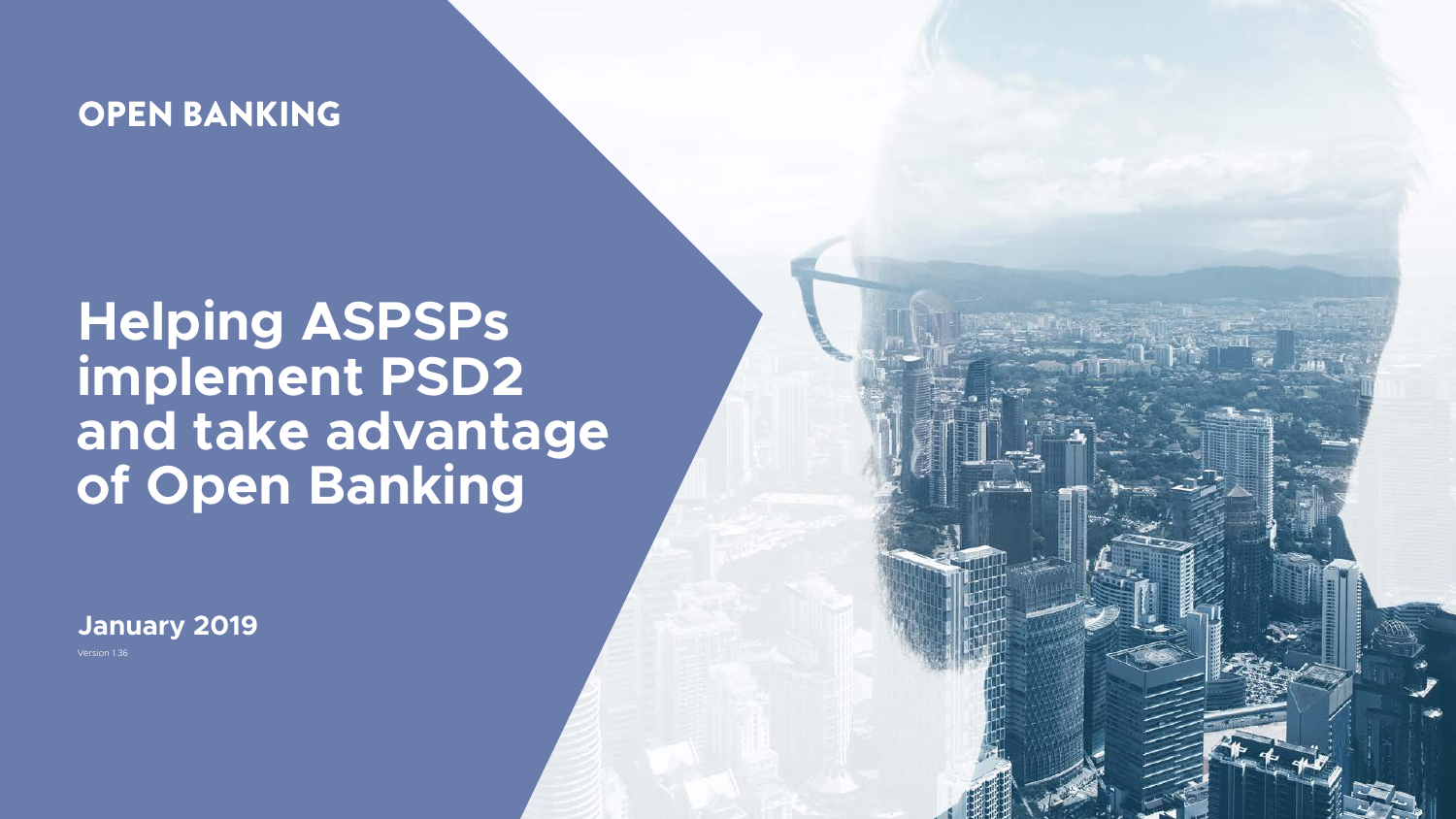OPEN BANKING

# Helping ASPSPs implement PSD2 and take advantage of Open Banking

**January 2019**

Version 1.36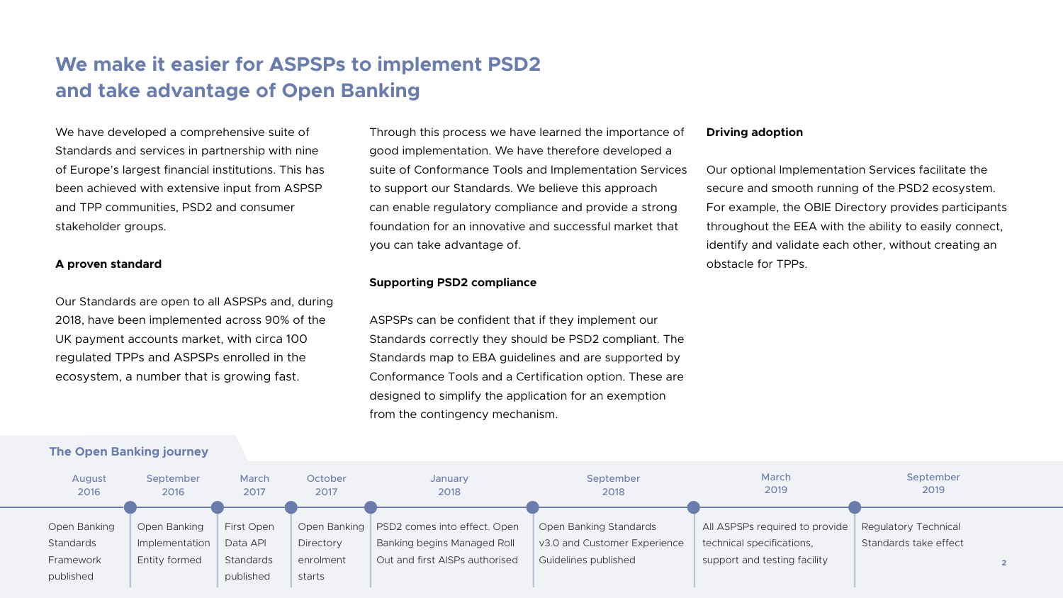# We make it easier for ASPSPs to implement PSD2 and take advantage of Open Banking

We have developed a comprehensive suite of Standards and services in partnership with nine of Europe's largest financial institutions. This has been achieved with extensive input from ASPSP and TPP communities, PSD2 and consumer stakeholder groups.

**A proven standard**

Our Standards are open to all ASPSPs and, during 2018, have been implemented across 90% of the UK payment accounts market, with circa 100 regulated TPPs and ASPSPs enrolled in the ecosystem, a number that is growing fast.

Through this process we have learned the importance of good implementation. We have therefore developed a suite of Conformance Tools and Implementation Services to support our Standards. We believe this approach can enable regulatory compliance and provide a strong foundation for an innovative and successful market that you can take advantage of.

**Supporting PSD2 compliance**

ASPSPs can be confident that if they implement our Standards correctly they should be PSD2 compliant. The Standards map to EBA guidelines and are supported by Conformance Tools and a Certification option. These are designed to simplify the application for an exemption from the contingency mechanism.

**Driving adoption**

Our optional Implementation Services facilitate the secure and smooth running of the PSD2 ecosystem. For example, the OBIE Directory provides participants throughout the EEA with the ability to easily connect, identify and validate each other, without creating an obstacle for TPPs.

## The Open Banking journey

- **August 2016** – Open Banking Standards Framework published
- **September 2016** – Open Banking Implementation Entity formed
- **March 2017** – First Open Data API Standards published
- **October 2017** – Open Banking Directory enrolment starts
- **January 2018** – PSD2 comes into effect. Open Banking begins Managed Roll Out and first AISPs authorised
- **September 2018** – Open Banking Standards v3.0 and Customer Experience Guidelines published
- **March 2019** – All ASPSPs required to provide technical specifications, support and testing facility
- **September 2019** – Regulatory Technical Standards take effect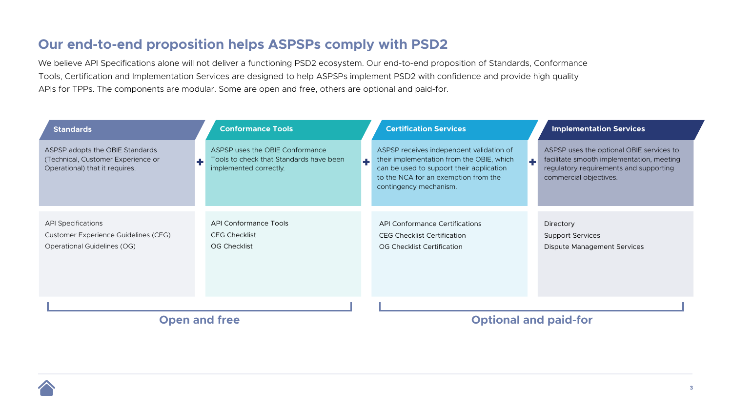## Our end-to-end proposition helps ASPSPs comply with PSD2

We believe API Specifications alone will not deliver a functioning PSD2 ecosystem. Our end-to-end proposition of Standards, Conformance Tools, Certification and Implementation Services are designed to help ASPSPs implement PSD2 with confidence and provide high quality APIs for TPPs. The components are modular. Some are open and free, others are optional and paid-for.

| Standards | + | Conformance Tools | + | Certification Services | + | Implementation Services |
|---|---|---|---|---|---|---|
| ASPSP adopts the OBIE Standards (Technical, Customer Experience or Operational) that it requires. | + | ASPSP uses the OBIE Conformance Tools to check that Standards have been implemented correctly. | + | ASPSP receives independent validation of their implementation from the OBIE, which can be used to support their application to the NCA for an exemption from the contingency mechanism. | + | ASPSP uses the optional OBIE services to facilitate smooth implementation, meeting regulatory requirements and supporting commercial objectives. |
| API Specifications<br>Customer Experience Guidelines (CEG)<br>Operational Guidelines (OG) | | API Conformance Tools<br>CEG Checklist<br>OG Checklist | | API Conformance Certifications<br>CEG Checklist Certification<br>OG Checklist Certification | | Directory<br>Support Services<br>Dispute Management Services |

**Open and free** (Standards, Conformance Tools)

**Optional and paid-for** (Certification Services, Implementation Services)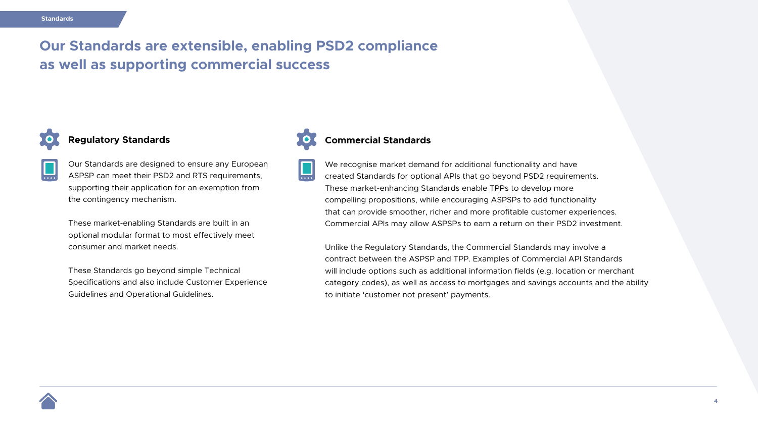# Our Standards are extensible, enabling PSD2 compliance as well as supporting commercial success

## Regulatory Standards

Our Standards are designed to ensure any European ASPSP can meet their PSD2 and RTS requirements, supporting their application for an exemption from the contingency mechanism.

These market-enabling Standards are built in an optional modular format to most effectively meet consumer and market needs.

These Standards go beyond simple Technical Specifications and also include Customer Experience Guidelines and Operational Guidelines.

## Commercial Standards

We recognise market demand for additional functionality and have created Standards for optional APIs that go beyond PSD2 requirements. These market-enhancing Standards enable TPPs to develop more compelling propositions, while encouraging ASPSPs to add functionality that can provide smoother, richer and more profitable customer experiences. Commercial APIs may allow ASPSPs to earn a return on their PSD2 investment.

Unlike the Regulatory Standards, the Commercial Standards may involve a contract between the ASPSP and TPP. Examples of Commercial API Standards will include options such as additional information fields (e.g. location or merchant category codes), as well as access to mortgages and savings accounts and the ability to initiate 'customer not present' payments.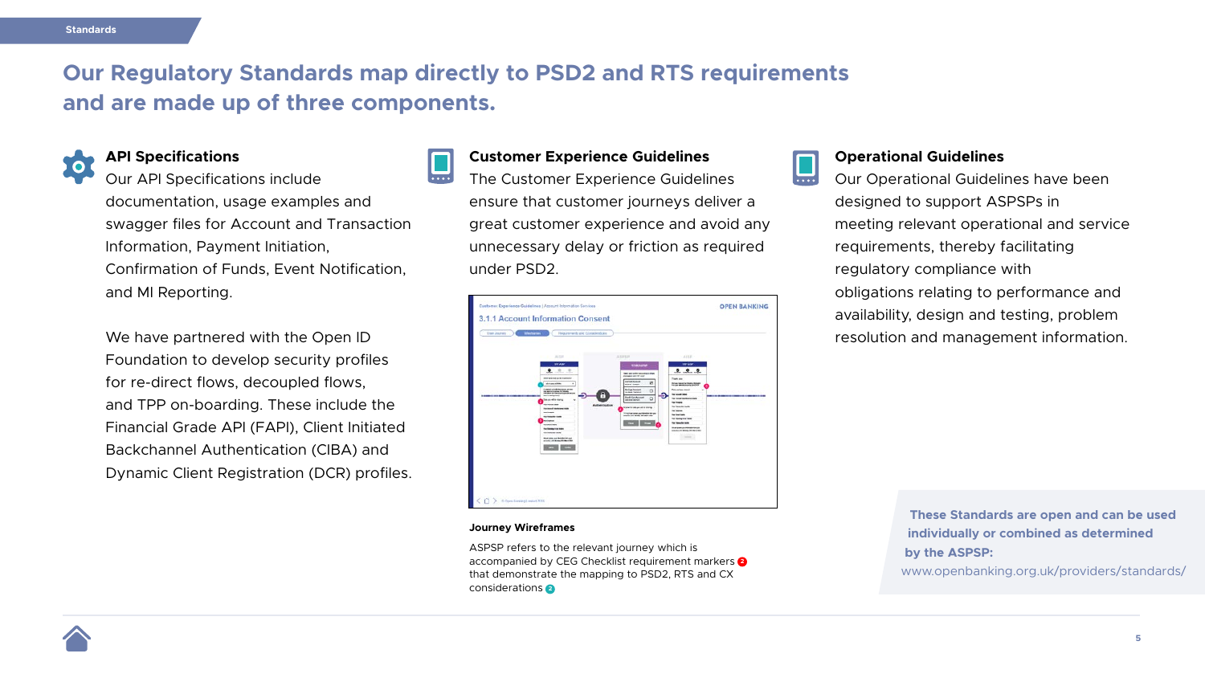# Our Regulatory Standards map directly to PSD2 and RTS requirements and are made up of three components.

### API Specifications

Our API Specifications include documentation, usage examples and swagger files for Account and Transaction Information, Payment Initiation, Confirmation of Funds, Event Notification, and MI Reporting.

We have partnered with the Open ID Foundation to develop security profiles for re-direct flows, decoupled flows, and TPP on-boarding. These include the Financial Grade API (FAPI), Client Initiated Backchannel Authentication (CIBA) and Dynamic Client Registration (DCR) profiles.

### Customer Experience Guidelines

The Customer Experience Guidelines ensure that customer journeys deliver a great customer experience and avoid any unnecessary delay or friction as required under PSD2.

**Journey Wireframes**

ASPSP refers to the relevant journey which is accompanied by CEG Checklist requirement markers 2 that demonstrate the mapping to PSD2, RTS and CX considerations 2

### Operational Guidelines

Our Operational Guidelines have been designed to support ASPSPs in meeting relevant operational and service requirements, thereby facilitating regulatory compliance with obligations relating to performance and availability, design and testing, problem resolution and management information.

**These Standards are open and can be used individually or combined as determined by the ASPSP:**
www.openbanking.org.uk/providers/standards/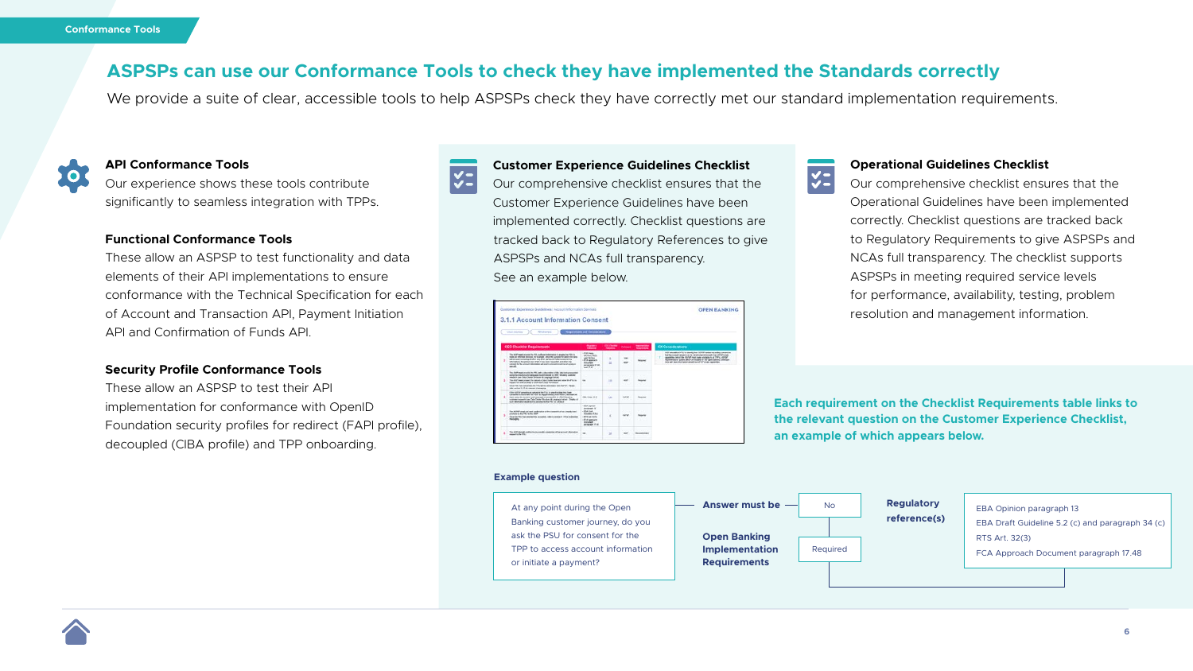## ASPSPs can use our Conformance Tools to check they have implemented the Standards correctly

We provide a suite of clear, accessible tools to help ASPSPs check they have correctly met our standard implementation requirements.

### API Conformance Tools

Our experience shows these tools contribute significantly to seamless integration with TPPs.

### Functional Conformance Tools

These allow an ASPSP to test functionality and data elements of their API implementations to ensure conformance with the Technical Specification for each of Account and Transaction API, Payment Initiation API and Confirmation of Funds API.

### Security Profile Conformance Tools

These allow an ASPSP to test their API implementation for conformance with OpenID Foundation security profiles for redirect (FAPI profile), decoupled (CIBA profile) and TPP onboarding.

### Customer Experience Guidelines Checklist

Our comprehensive checklist ensures that the Customer Experience Guidelines have been implemented correctly. Checklist questions are tracked back to Regulatory References to give ASPSPs and NCAs full transparency.

See an example below.

### Operational Guidelines Checklist

Our comprehensive checklist ensures that the Operational Guidelines have been implemented correctly. Checklist questions are tracked back to Regulatory Requirements to give ASPSPs and NCAs full transparency. The checklist supports ASPSPs in meeting required service levels for performance, availability, testing, problem resolution and management information.

**Each requirement on the Checklist Requirements table links to the relevant question on the Customer Experience Checklist, an example of which appears below.**

**Example question**

At any point during the Open Banking customer journey, do you ask the PSU for consent for the TPP to access account information or initiate a payment?

**Answer must be** — No

**Open Banking Implementation Requirements** — Required

**Regulatory reference(s)**

- EBA Opinion paragraph 13
- EBA Draft Guideline 5.2 (c) and paragraph 34 (c)
- RTS Art. 32(3)
- FCA Approach Document paragraph 17.48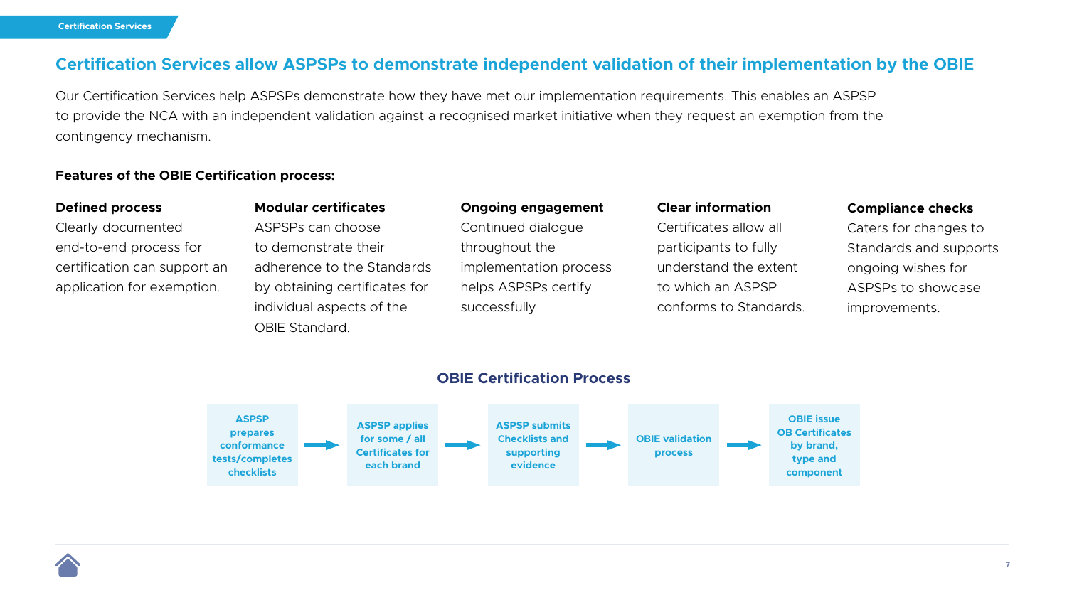# Certification Services allow ASPSPs to demonstrate independent validation of their implementation by the OBIE

Our Certification Services help ASPSPs demonstrate how they have met our implementation requirements. This enables an ASPSP to provide the NCA with an independent validation against a recognised market initiative when they request an exemption from the contingency mechanism.

**Features of the OBIE Certification process:**

**Defined process**
Clearly documented end-to-end process for certification can support an application for exemption.

**Modular certificates**
ASPSPs can choose to demonstrate their adherence to the Standards by obtaining certificates for individual aspects of the OBIE Standard.

**Ongoing engagement**
Continued dialogue throughout the implementation process helps ASPSPs certify successfully.

**Clear information**
Certificates allow all participants to fully understand the extent to which an ASPSP conforms to Standards.

**Compliance checks**
Caters for changes to Standards and supports ongoing wishes for ASPSPs to showcase improvements.

## OBIE Certification Process

1. ASPSP prepares conformance tests/completes checklists
2. ASPSP applies for some / all Certificates for each brand
3. ASPSP submits Checklists and supporting evidence
4. OBIE validation process
5. OBIE issue OB Certificates by brand, type and component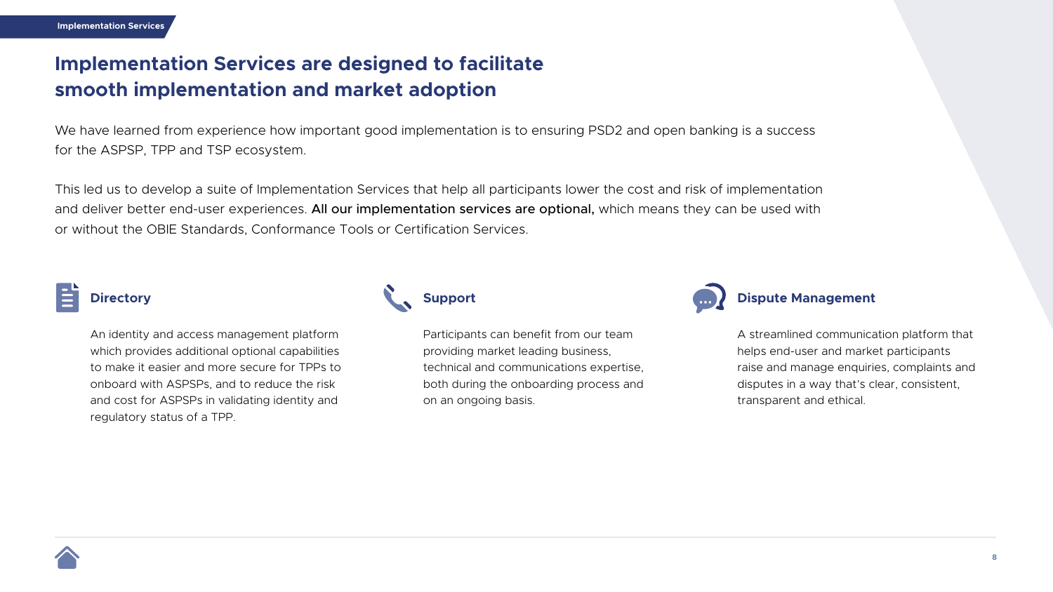# Implementation Services are designed to facilitate smooth implementation and market adoption

We have learned from experience how important good implementation is to ensuring PSD2 and open banking is a success for the ASPSP, TPP and TSP ecosystem.

This led us to develop a suite of Implementation Services that help all participants lower the cost and risk of implementation and deliver better end-user experiences. **All our implementation services are optional,** which means they can be used with or without the OBIE Standards, Conformance Tools or Certification Services.

## Directory

An identity and access management platform which provides additional optional capabilities to make it easier and more secure for TPPs to onboard with ASPSPs, and to reduce the risk and cost for ASPSPs in validating identity and regulatory status of a TPP.

## Support

Participants can benefit from our team providing market leading business, technical and communications expertise, both during the onboarding process and on an ongoing basis.

## Dispute Management

A streamlined communication platform that helps end-user and market participants raise and manage enquiries, complaints and disputes in a way that's clear, consistent, transparent and ethical.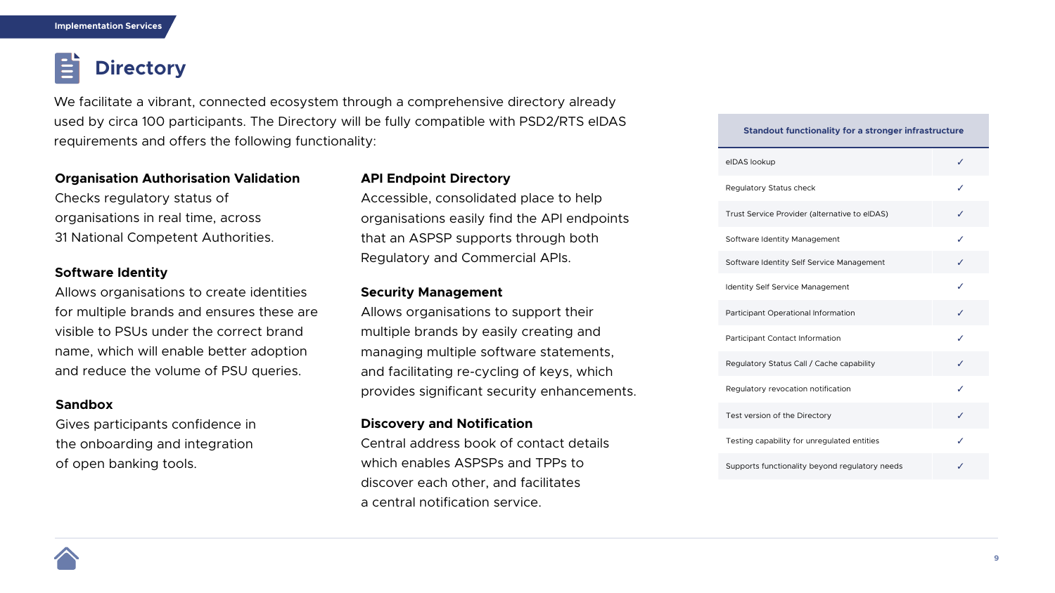# Directory

We facilitate a vibrant, connected ecosystem through a comprehensive directory already used by circa 100 participants. The Directory will be fully compatible with PSD2/RTS eIDAS requirements and offers the following functionality:

**Organisation Authorisation Validation**
Checks regulatory status of organisations in real time, across 31 National Competent Authorities.

**Software Identity**
Allows organisations to create identities for multiple brands and ensures these are visible to PSUs under the correct brand name, which will enable better adoption and reduce the volume of PSU queries.

**Sandbox**
Gives participants confidence in the onboarding and integration of open banking tools.

**API Endpoint Directory**
Accessible, consolidated place to help organisations easily find the API endpoints that an ASPSP supports through both Regulatory and Commercial APIs.

**Security Management**
Allows organisations to support their multiple brands by easily creating and managing multiple software statements, and facilitating re-cycling of keys, which provides significant security enhancements.

**Discovery and Notification**
Central address book of contact details which enables ASPSPs and TPPs to discover each other, and facilitates a central notification service.

| Standout functionality for a stronger infrastructure | |
|---|---|
| eIDAS lookup | ✓ |
| Regulatory Status check | ✓ |
| Trust Service Provider (alternative to eIDAS) | ✓ |
| Software Identity Management | ✓ |
| Software Identity Self Service Management | ✓ |
| Identity Self Service Management | ✓ |
| Participant Operational Information | ✓ |
| Participant Contact Information | ✓ |
| Regulatory Status Call / Cache capability | ✓ |
| Regulatory revocation notification | ✓ |
| Test version of the Directory | ✓ |
| Testing capability for unregulated entities | ✓ |
| Supports functionality beyond regulatory needs | ✓ |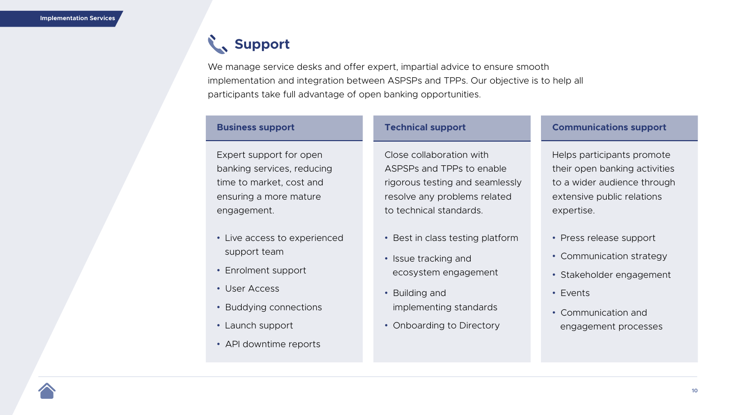# Support

We manage service desks and offer expert, impartial advice to ensure smooth implementation and integration between ASPSPs and TPPs. Our objective is to help all participants take full advantage of open banking opportunities.

## Business support

Expert support for open banking services, reducing time to market, cost and ensuring a more mature engagement.

- Live access to experienced support team
- Enrolment support
- User Access
- Buddying connections
- Launch support
- API downtime reports

## Technical support

Close collaboration with ASPSPs and TPPs to enable rigorous testing and seamlessly resolve any problems related to technical standards.

- Best in class testing platform
- Issue tracking and ecosystem engagement
- Building and implementing standards
- Onboarding to Directory

## Communications support

Helps participants promote their open banking activities to a wider audience through extensive public relations expertise.

- Press release support
- Communication strategy
- Stakeholder engagement
- Events
- Communication and engagement processes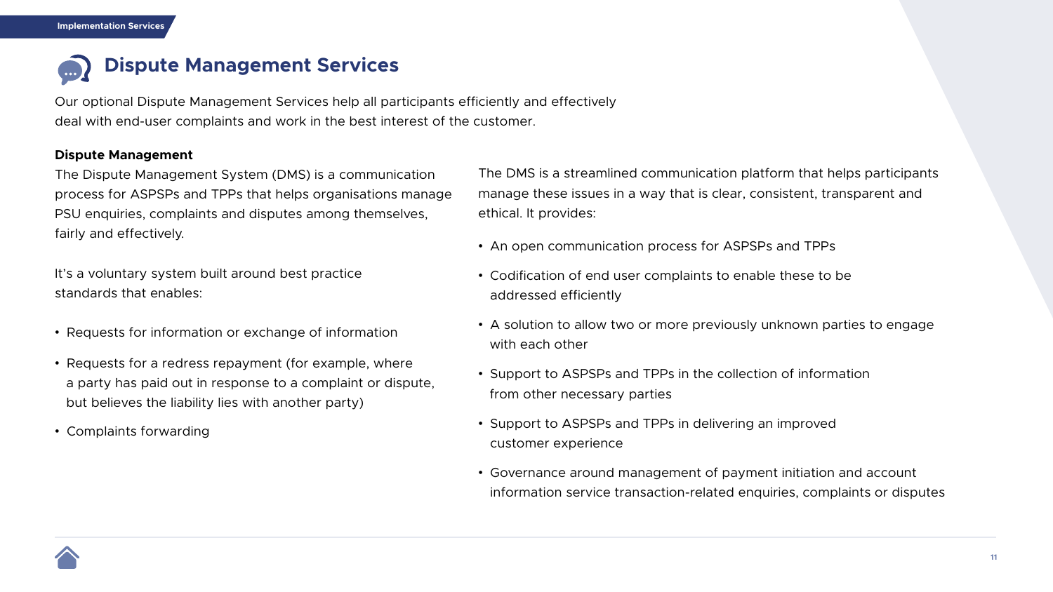# Dispute Management Services

Our optional Dispute Management Services help all participants efficiently and effectively deal with end-user complaints and work in the best interest of the customer.

## Dispute Management

The Dispute Management System (DMS) is a communication process for ASPSPs and TPPs that helps organisations manage PSU enquiries, complaints and disputes among themselves, fairly and effectively.

It's a voluntary system built around best practice standards that enables:

- Requests for information or exchange of information
- Requests for a redress repayment (for example, where a party has paid out in response to a complaint or dispute, but believes the liability lies with another party)
- Complaints forwarding

The DMS is a streamlined communication platform that helps participants manage these issues in a way that is clear, consistent, transparent and ethical. It provides:

- An open communication process for ASPSPs and TPPs
- Codification of end user complaints to enable these to be addressed efficiently
- A solution to allow two or more previously unknown parties to engage with each other
- Support to ASPSPs and TPPs in the collection of information from other necessary parties
- Support to ASPSPs and TPPs in delivering an improved customer experience
- Governance around management of payment initiation and account information service transaction-related enquiries, complaints or disputes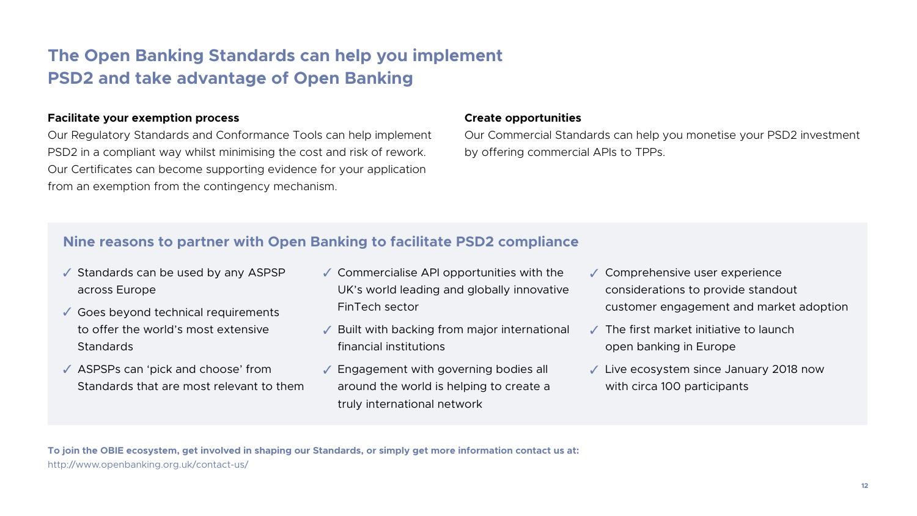# The Open Banking Standards can help you implement PSD2 and take advantage of Open Banking

**Facilitate your exemption process**

Our Regulatory Standards and Conformance Tools can help implement PSD2 in a compliant way whilst minimising the cost and risk of rework. Our Certificates can become supporting evidence for your application from an exemption from the contingency mechanism.

**Create opportunities**

Our Commercial Standards can help you monetise your PSD2 investment by offering commercial APIs to TPPs.

## Nine reasons to partner with Open Banking to facilitate PSD2 compliance

- ✓ Standards can be used by any ASPSP across Europe
- ✓ Goes beyond technical requirements to offer the world's most extensive Standards
- ✓ ASPSPs can 'pick and choose' from Standards that are most relevant to them
- ✓ Commercialise API opportunities with the UK's world leading and globally innovative FinTech sector
- ✓ Built with backing from major international financial institutions
- ✓ Engagement with governing bodies all around the world is helping to create a truly international network
- ✓ Comprehensive user experience considerations to provide standout customer engagement and market adoption
- ✓ The first market initiative to launch open banking in Europe
- ✓ Live ecosystem since January 2018 now with circa 100 participants

**To join the OBIE ecosystem, get involved in shaping our Standards, or simply get more information contact us at:**
http://www.openbanking.org.uk/contact-us/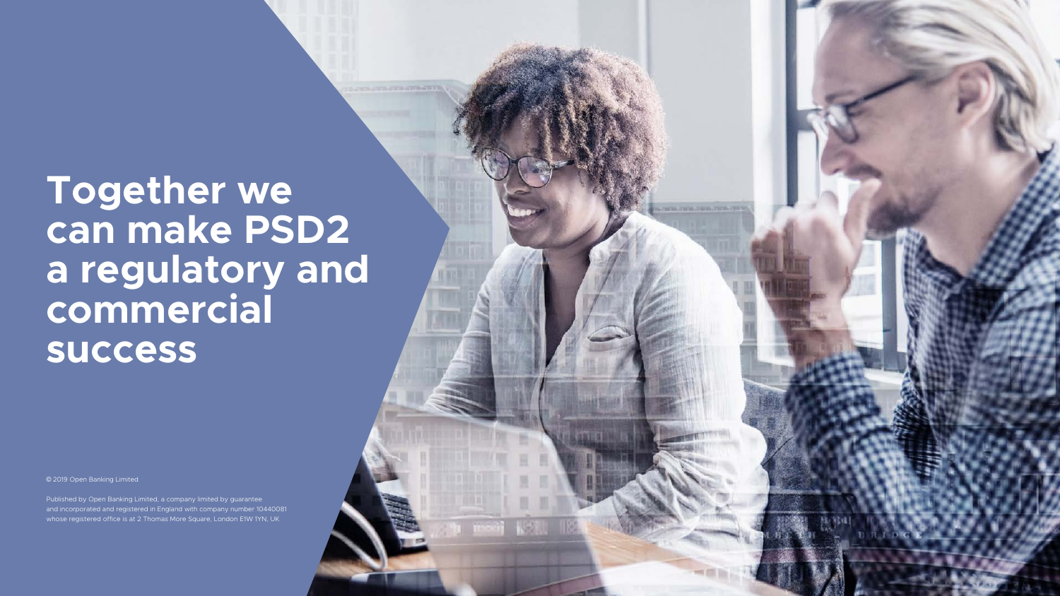# Together we can make PSD2 a regulatory and commercial success

© 2019 Open Banking Limited

Published by Open Banking Limited, a company limited by guarantee and incorporated and registered in England with company number 10440081 whose registered office is at 2 Thomas More Square, London E1W 1YN, UK